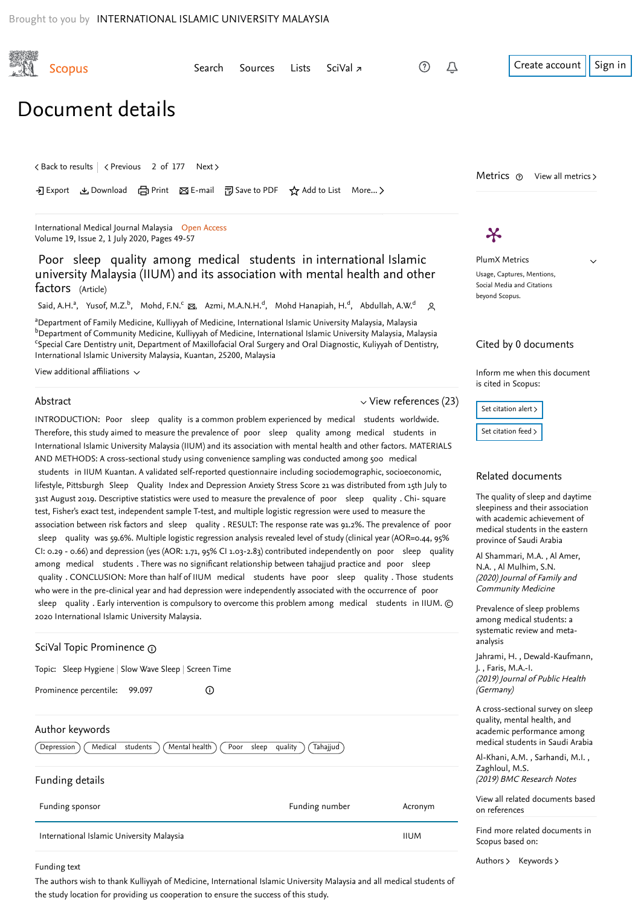Brought to you by INTERNATIONAL ISLAMIC UNIVERSITY MALAYSIA

# Document details

International Medical Journal Malaysia Open Access
Volume 19, Issue 2, 1 July 2020, Pages 49-57

## Poor sleep quality among medical students in international Islamic university Malaysia (IIUM) and its association with mental health and other factors (Article)

Said, A.H.[a], Yusof, M.Z.[b], Mohd, F.N.[c], Azmi, M.A.N.H.[d], Mohd Hanapiah, H.[d], Abdullah, A.W.[d]

[a]Department of Family Medicine, Kulliyyah of Medicine, International Islamic University Malaysia, Malaysia
[b]Department of Community Medicine, Kulliyyah of Medicine, International Islamic University Malaysia, Malaysia
[c]Special Care Dentistry unit, Department of Maxillofacial Oral Surgery and Oral Diagnostic, Kulliyyah of Dentistry, International Islamic University Malaysia, Kuantan, 25200, Malaysia

View additional affiliations

### Abstract

View references (23)

INTRODUCTION: Poor sleep quality is a common problem experienced by medical students worldwide. Therefore, this study aimed to measure the prevalence of poor sleep quality among medical students in International Islamic University Malaysia (IIUM) and its association with mental health and other factors. MATERIALS AND METHODS: A cross-sectional study using convenience sampling was conducted among 500 medical students in IIUM Kuantan. A validated self-reported questionnaire including sociodemographic, socioeconomic, lifestyle, Pittsburgh Sleep Quality Index and Depression Anxiety Stress Score 21 was distributed from 15th July to 31st August 2019. Descriptive statistics were used to measure the prevalence of poor sleep quality . Chi- square test, Fisher's exact test, independent sample T-test, and multiple logistic regression were used to measure the association between risk factors and sleep quality . RESULT: The response rate was 91.2%. The prevalence of poor sleep quality was 59.6%. Multiple logistic regression analysis revealed level of study (clinical year (AOR=0.44, 95% CI: 0.29 - 0.66) and depression (yes (AOR: 1.71, 95% CI 1.03-2.83) contributed independently on poor sleep quality among medical students . There was no significant relationship between tahajjud practice and poor sleep quality . CONCLUSION: More than half of IIUM medical students have poor sleep quality . Those students who were in the pre-clinical year and had depression were independently associated with the occurrence of poor sleep quality . Early intervention is compulsory to overcome this problem among medical students in IIUM. © 2020 International Islamic University Malaysia.

### SciVal Topic Prominence

Topic: Sleep Hygiene | Slow Wave Sleep | Screen Time

Prominence percentile: 99.097

### Author keywords

Depression | Medical students | Mental health | Poor sleep quality | Tahajjud

### Funding details

| Funding sponsor | Funding number | Acronym |
|---|---|---|
| International Islamic University Malaysia | | IIUM |

Funding text

The authors wish to thank Kulliyyah of Medicine, International Islamic University Malaysia and all medical students of the study location for providing us cooperation to ensure the success of this study.

### Metrics

PlumX Metrics

Usage, Captures, Mentions, Social Media and Citations beyond Scopus.

### Cited by 0 documents

Inform me when this document is cited in Scopus:

### Related documents

The quality of sleep and daytime sleepiness and their association with academic achievement of medical students in the eastern province of Saudi Arabia

Al Shammari, M.A. , Al Amer, N.A. , Al Mulhim, S.N.
*(2020) Journal of Family and Community Medicine*

Prevalence of sleep problems among medical students: a systematic review and meta-analysis

Jahrami, H. , Dewald-Kaufmann, J. , Faris, M.A.-I.
*(2019) Journal of Public Health (Germany)*

A cross-sectional survey on sleep quality, mental health, and academic performance among medical students in Saudi Arabia

Al-Khani, A.M. , Sarhandi, M.I. , Zaghloul, M.S.
*(2019) BMC Research Notes*

View all related documents based on references

Find more related documents in Scopus based on:

Authors > Keywords >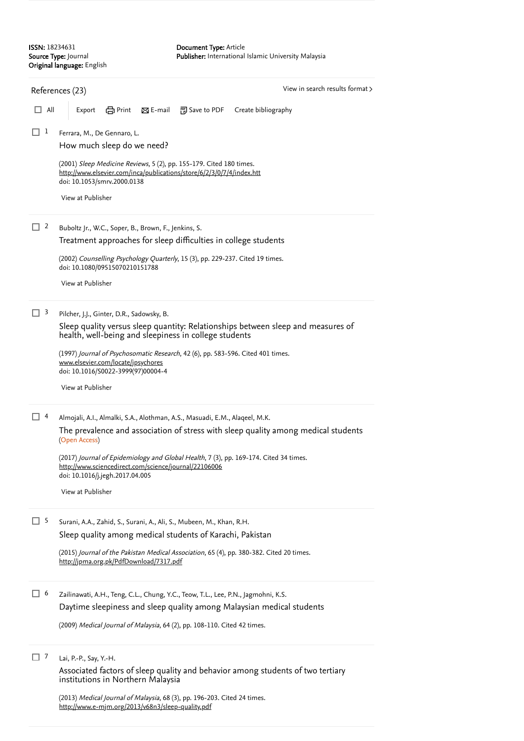**ISSN:** 18234631
**Source Type:** Journal
**Original language:** English

**Document Type:** Article
**Publisher:** International Islamic University Malaysia

## References (23)

View in search results format >

All | Export | Print | E-mail | Save to PDF | Create bibliography

1. Ferrara, M., De Gennaro, L.
   How much sleep do we need?

   (2001) *Sleep Medicine Reviews*, 5 (2), pp. 155-179. Cited 180 times.
   http://www.elsevier.com/inca/publications/store/6/2/3/0/7/4/index.htt
   doi: 10.1053/smrv.2000.0138

   View at Publisher

2. Buboltz Jr., W.C., Soper, B., Brown, F., Jenkins, S.
   Treatment approaches for sleep difficulties in college students

   (2002) *Counselling Psychology Quarterly*, 15 (3), pp. 229-237. Cited 19 times.
   doi: 10.1080/09515070210151788

   View at Publisher

3. Pilcher, J.J., Ginter, D.R., Sadowsky, B.
   Sleep quality versus sleep quantity: Relationships between sleep and measures of health, well-being and sleepiness in college students

   (1997) *Journal of Psychosomatic Research*, 42 (6), pp. 583-596. Cited 401 times.
   www.elsevier.com/locate/jpsychores
   doi: 10.1016/S0022-3999(97)00004-4

   View at Publisher

4. Almojali, A.I., Almalki, S.A., Alothman, A.S., Masuadi, E.M., Alaqeel, M.K.
   The prevalence and association of stress with sleep quality among medical students (Open Access)

   (2017) *Journal of Epidemiology and Global Health*, 7 (3), pp. 169-174. Cited 34 times.
   http://www.sciencedirect.com/science/journal/22106006
   doi: 10.1016/j.jegh.2017.04.005

   View at Publisher

5. Surani, A.A., Zahid, S., Surani, A., Ali, S., Mubeen, M., Khan, R.H.
   Sleep quality among medical students of Karachi, Pakistan

   (2015) *Journal of the Pakistan Medical Association*, 65 (4), pp. 380-382. Cited 20 times.
   http://jpma.org.pk/PdfDownload/7317.pdf

6. Zailinawati, A.H., Teng, C.L., Chung, Y.C., Teow, T.L., Lee, P.N., Jagmohni, K.S.
   Daytime sleepiness and sleep quality among Malaysian medical students

   (2009) *Medical Journal of Malaysia*, 64 (2), pp. 108-110. Cited 42 times.

7. Lai, P.-P., Say, Y.-H.
   Associated factors of sleep quality and behavior among students of two tertiary institutions in Northern Malaysia

   (2013) *Medical Journal of Malaysia*, 68 (3), pp. 196-203. Cited 24 times.
   http://www.e-mjm.org/2013/v68n3/sleep-quality.pdf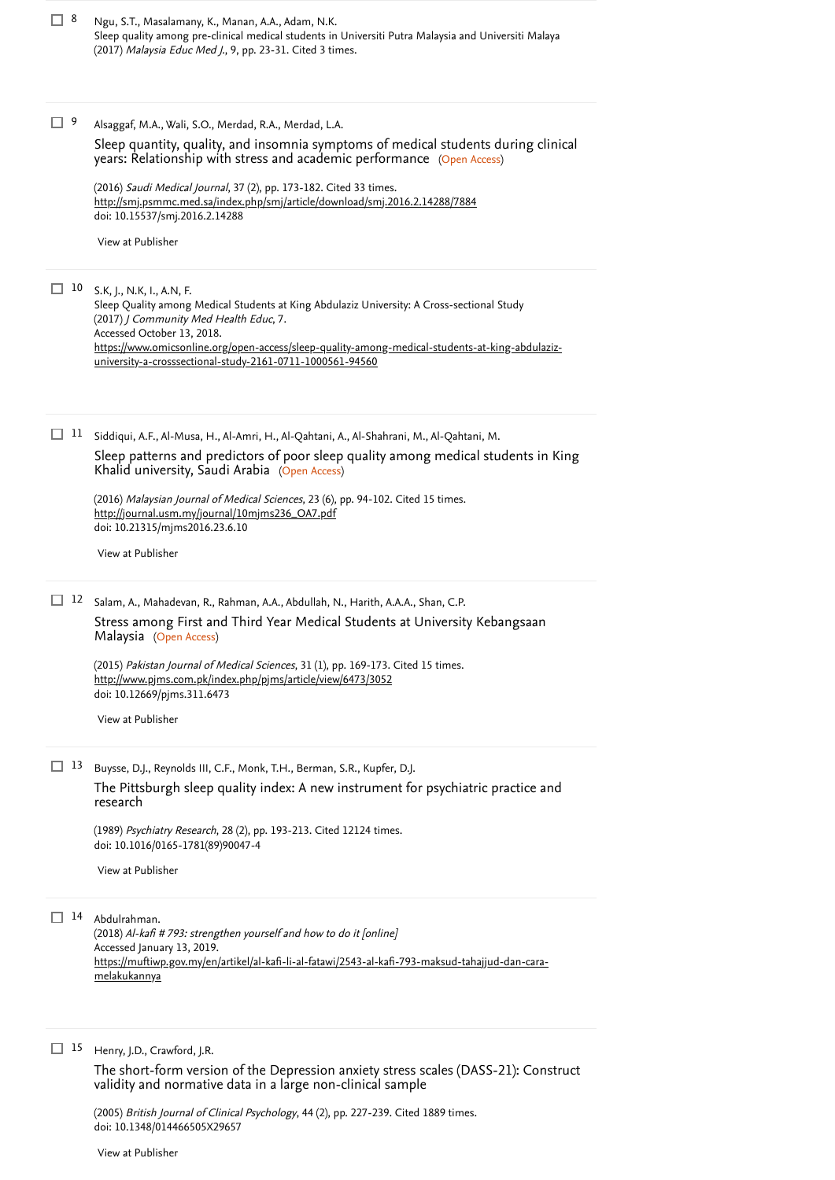8. Ngu, S.T., Masalamany, K., Manan, A.A., Adam, N.K.
Sleep quality among pre-clinical medical students in Universiti Putra Malaysia and Universiti Malaya
(2017) *Malaysia Educ Med J.*, 9, pp. 23-31. Cited 3 times.

9. Alsaggaf, M.A., Wali, S.O., Merdad, R.A., Merdad, L.A.
Sleep quantity, quality, and insomnia symptoms of medical students during clinical years: Relationship with stress and academic performance (Open Access)
(2016) *Saudi Medical Journal*, 37 (2), pp. 173-182. Cited 33 times.
http://smj.psmmc.med.sa/index.php/smj/article/download/smj.2016.2.14288/7884
doi: 10.15537/smj.2016.2.14288
View at Publisher

10. S.K, J., N.K, I., A.N, F.
Sleep Quality among Medical Students at King Abdulaziz University: A Cross-sectional Study
(2017) *J Community Med Health Educ*, 7.
Accessed October 13, 2018.
https://www.omicsonline.org/open-access/sleep-quality-among-medical-students-at-king-abdulaziz-university-a-crosssectional-study-2161-0711-1000561-94560

11. Siddiqui, A.F., Al-Musa, H., Al-Amri, H., Al-Qahtani, A., Al-Shahrani, M., Al-Qahtani, M.
Sleep patterns and predictors of poor sleep quality among medical students in King Khalid university, Saudi Arabia (Open Access)
(2016) *Malaysian Journal of Medical Sciences*, 23 (6), pp. 94-102. Cited 15 times.
http://journal.usm.my/journal/10mjms236_OA7.pdf
doi: 10.21315/mjms2016.23.6.10
View at Publisher

12. Salam, A., Mahadevan, R., Rahman, A.A., Abdullah, N., Harith, A.A.A., Shan, C.P.
Stress among First and Third Year Medical Students at University Kebangsaan Malaysia (Open Access)
(2015) *Pakistan Journal of Medical Sciences*, 31 (1), pp. 169-173. Cited 15 times.
http://www.pjms.com.pk/index.php/pjms/article/view/6473/3052
doi: 10.12669/pjms.311.6473
View at Publisher

13. Buysse, D.J., Reynolds III, C.F., Monk, T.H., Berman, S.R., Kupfer, D.J.
The Pittsburgh sleep quality index: A new instrument for psychiatric practice and research
(1989) *Psychiatry Research*, 28 (2), pp. 193-213. Cited 12124 times.
doi: 10.1016/0165-1781(89)90047-4
View at Publisher

14. Abdulrahman.
(2018) *Al-kafi # 793: strengthen yourself and how to do it [online]*
Accessed January 13, 2019.
https://muftiwp.gov.my/en/artikel/al-kafi-li-al-fatawi/2543-al-kafi-793-maksud-tahajjud-dan-cara-melakukannya

15. Henry, J.D., Crawford, J.R.
The short-form version of the Depression anxiety stress scales (DASS-21): Construct validity and normative data in a large non-clinical sample
(2005) *British Journal of Clinical Psychology*, 44 (2), pp. 227-239. Cited 1889 times.
doi: 10.1348/014466505X29657
View at Publisher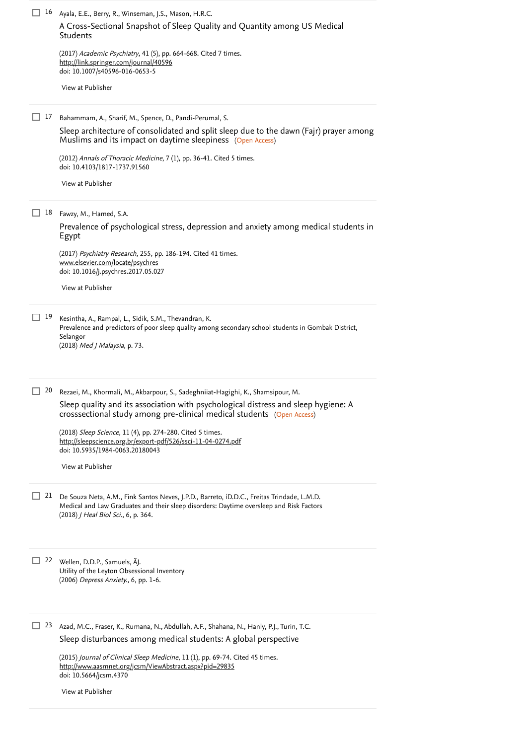16 Ayala, E.E., Berry, R., Winseman, J.S., Mason, H.R.C.

A Cross-Sectional Snapshot of Sleep Quality and Quantity among US Medical Students

(2017) *Academic Psychiatry*, 41 (5), pp. 664-668. Cited 7 times.
http://link.springer.com/journal/40596
doi: 10.1007/s40596-016-0653-5

View at Publisher

17 Bahammam, A., Sharif, M., Spence, D., Pandi-Perumal, S.

Sleep architecture of consolidated and split sleep due to the dawn (Fajr) prayer among Muslims and its impact on daytime sleepiness (Open Access)

(2012) *Annals of Thoracic Medicine*, 7 (1), pp. 36-41. Cited 5 times.
doi: 10.4103/1817-1737.91560

View at Publisher

18 Fawzy, M., Hamed, S.A.

Prevalence of psychological stress, depression and anxiety among medical students in Egypt

(2017) *Psychiatry Research*, 255, pp. 186-194. Cited 41 times.
www.elsevier.com/locate/psychres
doi: 10.1016/j.psychres.2017.05.027

View at Publisher

19 Kesintha, A., Rampal, L., Sidik, S.M., Thevandran, K.
Prevalence and predictors of poor sleep quality among secondary school students in Gombak District, Selangor
(2018) *Med J Malaysia*, p. 73.

20 Rezaei, M., Khormali, M., Akbarpour, S., Sadeghniiat-Hagighi, K., Shamsipour, M.

Sleep quality and its association with psychological distress and sleep hygiene: A crosssectional study among pre-clinical medical students (Open Access)

(2018) *Sleep Science*, 11 (4), pp. 274-280. Cited 5 times.
http://sleepscience.org.br/export-pdf/526/ssci-11-04-0274.pdf
doi: 10.5935/1984-0063.20180043

View at Publisher

21 De Souza Neta, A.M., Fink Santos Neves, J.P.D., Barreto, íD.D.C., Freitas Trindade, L.M.D.
Medical and Law Graduates and their sleep disorders: Daytime oversleep and Risk Factors
(2018) *J Heal Biol Sci.*, 6, p. 364.

22 Wellen, D.D.P., Samuels, ÃJ.
Utility of the Leyton Obsessional Inventory
(2006) *Depress Anxiety.*, 6, pp. 1-6.

23 Azad, M.C., Fraser, K., Rumana, N., Abdullah, A.F., Shahana, N., Hanly, P.J., Turin, T.C.

Sleep disturbances among medical students: A global perspective

(2015) *Journal of Clinical Sleep Medicine*, 11 (1), pp. 69-74. Cited 45 times.
http://www.aasmnet.org/jcsm/ViewAbstract.aspx?pid=29835
doi: 10.5664/jcsm.4370

View at Publisher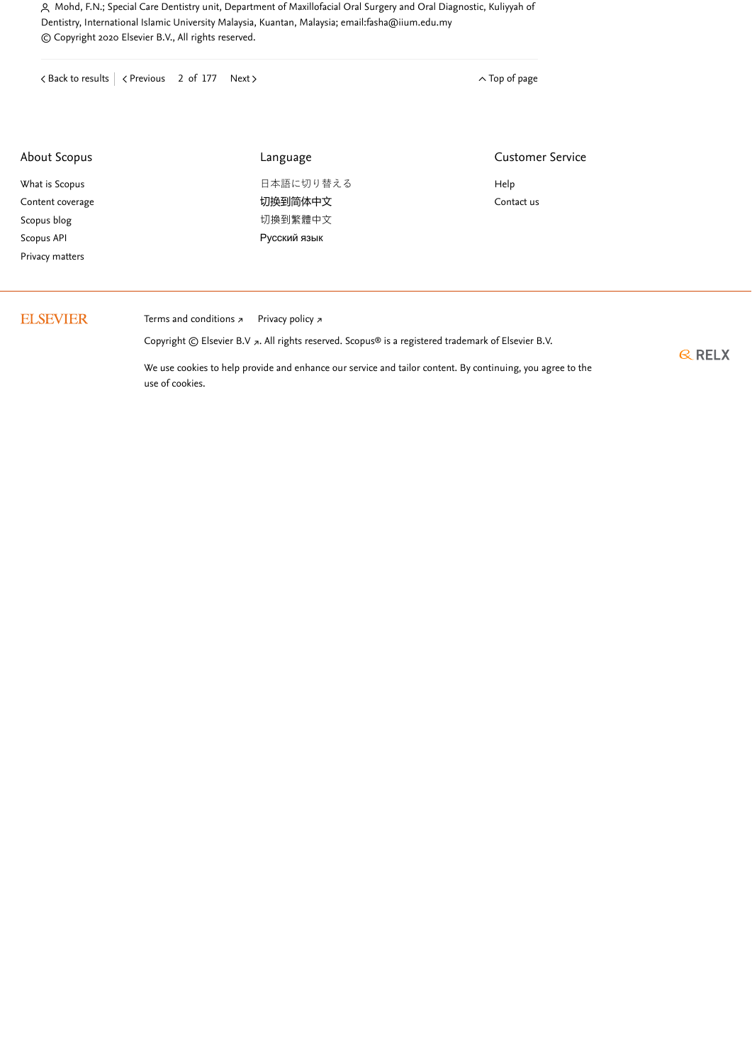Mohd, F.N.; Special Care Dentistry unit, Department of Maxillofacial Oral Surgery and Oral Diagnostic, Kuliyyah of Dentistry, International Islamic University Malaysia, Kuantan, Malaysia; email:fasha@iium.edu.my

© Copyright 2020 Elsevier B.V., All rights reserved.

< Back to results | < Previous 2 of 177 Next > | ^ Top of page

## About Scopus

- What is Scopus
- Content coverage
- Scopus blog
- Scopus API
- Privacy matters

## Language

- 日本語に切り替える
- 切换到简体中文
- 切換到繁體中文
- Русский язык

## Customer Service

- Help
- Contact us

ELSEVIER

Terms and conditions ↗ Privacy policy ↗

Copyright © Elsevier B.V ↗. All rights reserved. Scopus® is a registered trademark of Elsevier B.V.

We use cookies to help provide and enhance our service and tailor content. By continuing, you agree to the use of cookies.

RELX